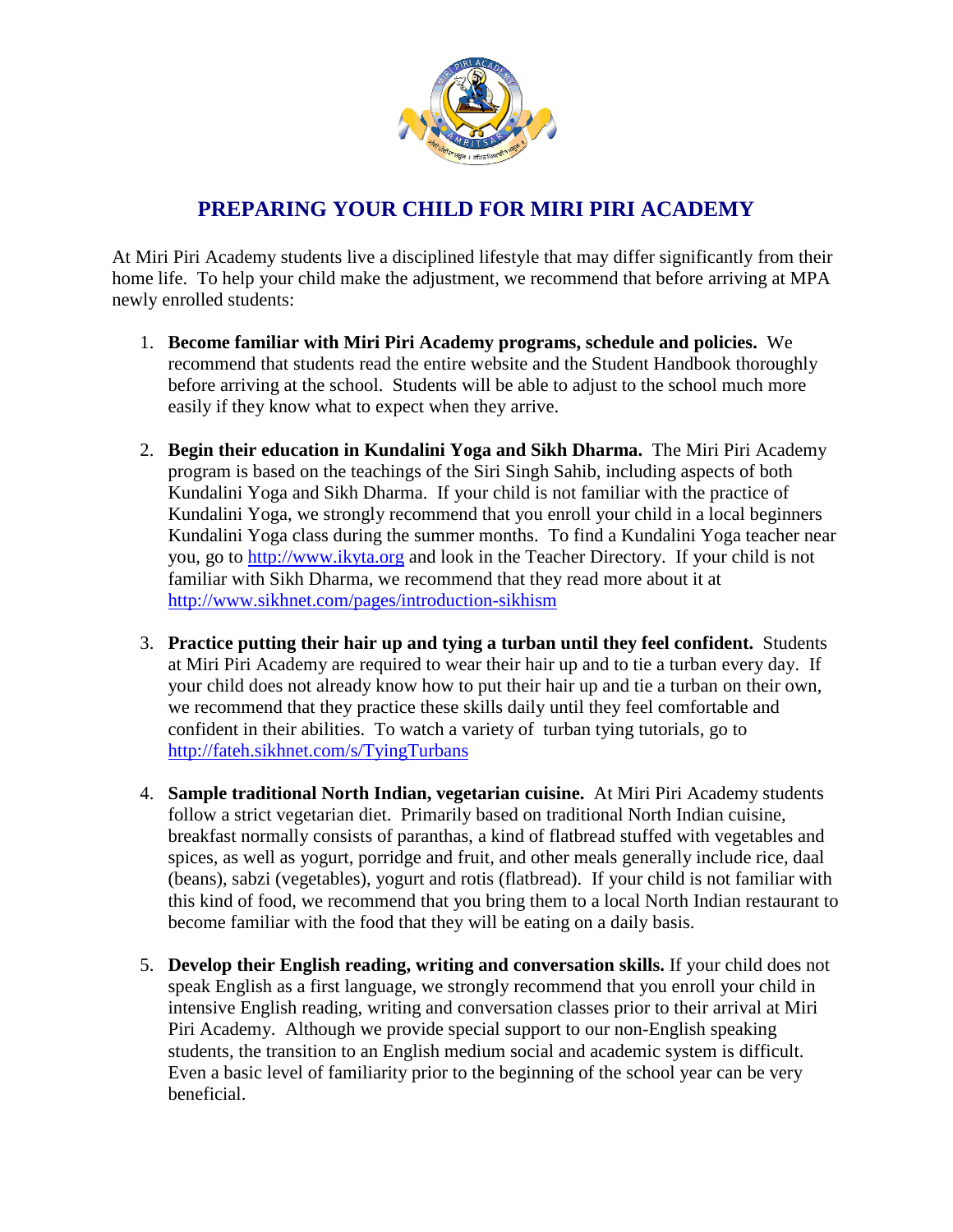# PREPARING YOUR CHILD FOR MIRI PIRI ACADEMY

At Miri Piri Academy students live a disciplined lifestyle that may differ significantly from their home life. To help your child make the adjustment, we recommend that before arriving at MPA newly enrolled students:

1. **Become familiar with Miri Piri Academy programs, schedule and policies.** We recommend that students read the entire website and the Student Handbook thoroughly before arriving at the school. Students will be able to adjust to the school much more easily if they know what to expect when they arrive.

2. **Begin their education in Kundalini Yoga and Sikh Dharma.** The Miri Piri Academy program is based on the teachings of the Siri Singh Sahib, including aspects of both Kundalini Yoga and Sikh Dharma. If your child is not familiar with the practice of Kundalini Yoga, we strongly recommend that you enroll your child in a local beginners Kundalini Yoga class during the summer months. To find a Kundalini Yoga teacher near you, go to [http://www.ikyta.org](http://www.ikyta.org) and look in the Teacher Directory. If your child is not familiar with Sikh Dharma, we recommend that they read more about it at [http://www.sikhnet.com/pages/introduction-sikhism](http://www.sikhnet.com/pages/introduction-sikhism)

3. **Practice putting their hair up and tying a turban until they feel confident.** Students at Miri Piri Academy are required to wear their hair up and to tie a turban every day. If your child does not already know how to put their hair up and tie a turban on their own, we recommend that they practice these skills daily until they feel comfortable and confident in their abilities. To watch a variety of turban tying tutorials, go to [http://fateh.sikhnet.com/s/TyingTurbans](http://fateh.sikhnet.com/s/TyingTurbans)

4. **Sample traditional North Indian, vegetarian cuisine.** At Miri Piri Academy students follow a strict vegetarian diet. Primarily based on traditional North Indian cuisine, breakfast normally consists of paranthas, a kind of flatbread stuffed with vegetables and spices, as well as yogurt, porridge and fruit, and other meals generally include rice, daal (beans), sabzi (vegetables), yogurt and rotis (flatbread). If your child is not familiar with this kind of food, we recommend that you bring them to a local North Indian restaurant to become familiar with the food that they will be eating on a daily basis.

5. **Develop their English reading, writing and conversation skills.** If your child does not speak English as a first language, we strongly recommend that you enroll your child in intensive English reading, writing and conversation classes prior to their arrival at Miri Piri Academy. Although we provide special support to our non-English speaking students, the transition to an English medium social and academic system is difficult. Even a basic level of familiarity prior to the beginning of the school year can be very beneficial.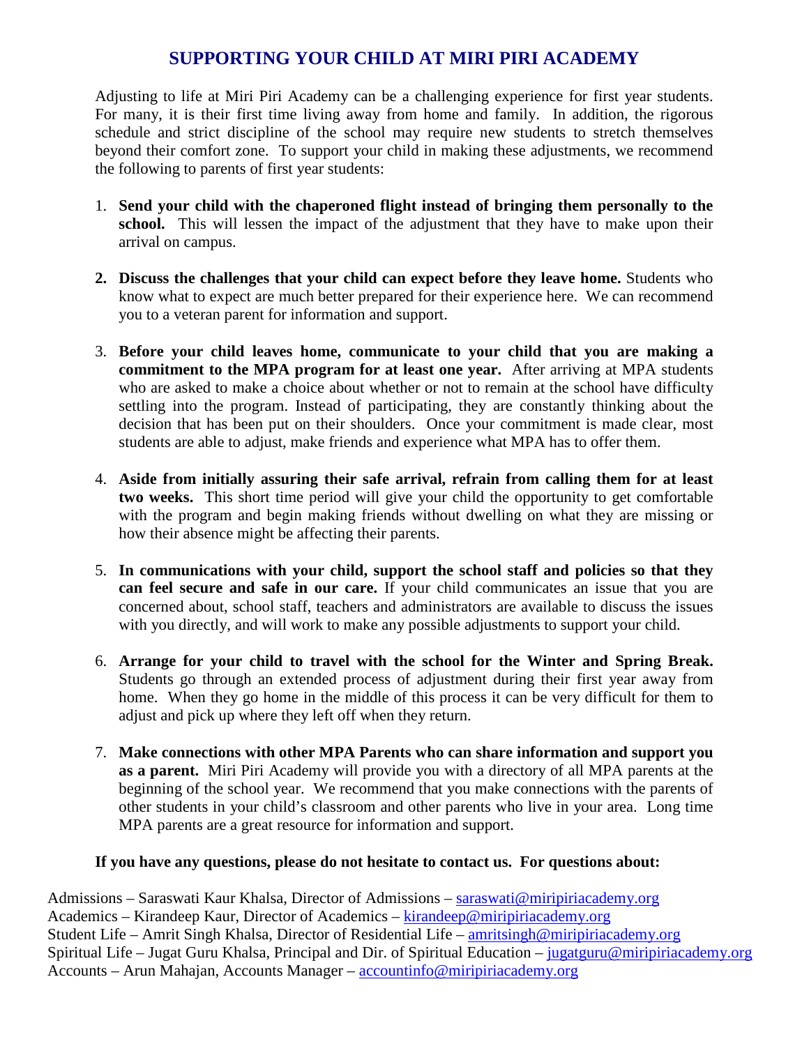## SUPPORTING YOUR CHILD AT MIRI PIRI ACADEMY

Adjusting to life at Miri Piri Academy can be a challenging experience for first year students. For many, it is their first time living away from home and family. In addition, the rigorous schedule and strict discipline of the school may require new students to stretch themselves beyond their comfort zone. To support your child in making these adjustments, we recommend the following to parents of first year students:

1. **Send your child with the chaperoned flight instead of bringing them personally to the school.** This will lessen the impact of the adjustment that they have to make upon their arrival on campus.

2. **Discuss the challenges that your child can expect before they leave home.** Students who know what to expect are much better prepared for their experience here. We can recommend you to a veteran parent for information and support.

3. **Before your child leaves home, communicate to your child that you are making a commitment to the MPA program for at least one year.** After arriving at MPA students who are asked to make a choice about whether or not to remain at the school have difficulty settling into the program. Instead of participating, they are constantly thinking about the decision that has been put on their shoulders. Once your commitment is made clear, most students are able to adjust, make friends and experience what MPA has to offer them.

4. **Aside from initially assuring their safe arrival, refrain from calling them for at least two weeks.** This short time period will give your child the opportunity to get comfortable with the program and begin making friends without dwelling on what they are missing or how their absence might be affecting their parents.

5. **In communications with your child, support the school staff and policies so that they can feel secure and safe in our care.** If your child communicates an issue that you are concerned about, school staff, teachers and administrators are available to discuss the issues with you directly, and will work to make any possible adjustments to support your child.

6. **Arrange for your child to travel with the school for the Winter and Spring Break.** Students go through an extended process of adjustment during their first year away from home. When they go home in the middle of this process it can be very difficult for them to adjust and pick up where they left off when they return.

7. **Make connections with other MPA Parents who can share information and support you as a parent.** Miri Piri Academy will provide you with a directory of all MPA parents at the beginning of the school year. We recommend that you make connections with the parents of other students in your child's classroom and other parents who live in your area. Long time MPA parents are a great resource for information and support.

**If you have any questions, please do not hesitate to contact us. For questions about:**

Admissions – Saraswati Kaur Khalsa, Director of Admissions – saraswati@miripiriacademy.org
Academics – Kirandeep Kaur, Director of Academics – kirandeep@miripiriacademy.org
Student Life – Amrit Singh Khalsa, Director of Residential Life – amritsingh@miripiriacademy.org
Spiritual Life – Jugat Guru Khalsa, Principal and Dir. of Spiritual Education – jugatguru@miripiriacademy.org
Accounts – Arun Mahajan, Accounts Manager – accountinfo@miripiriacademy.org